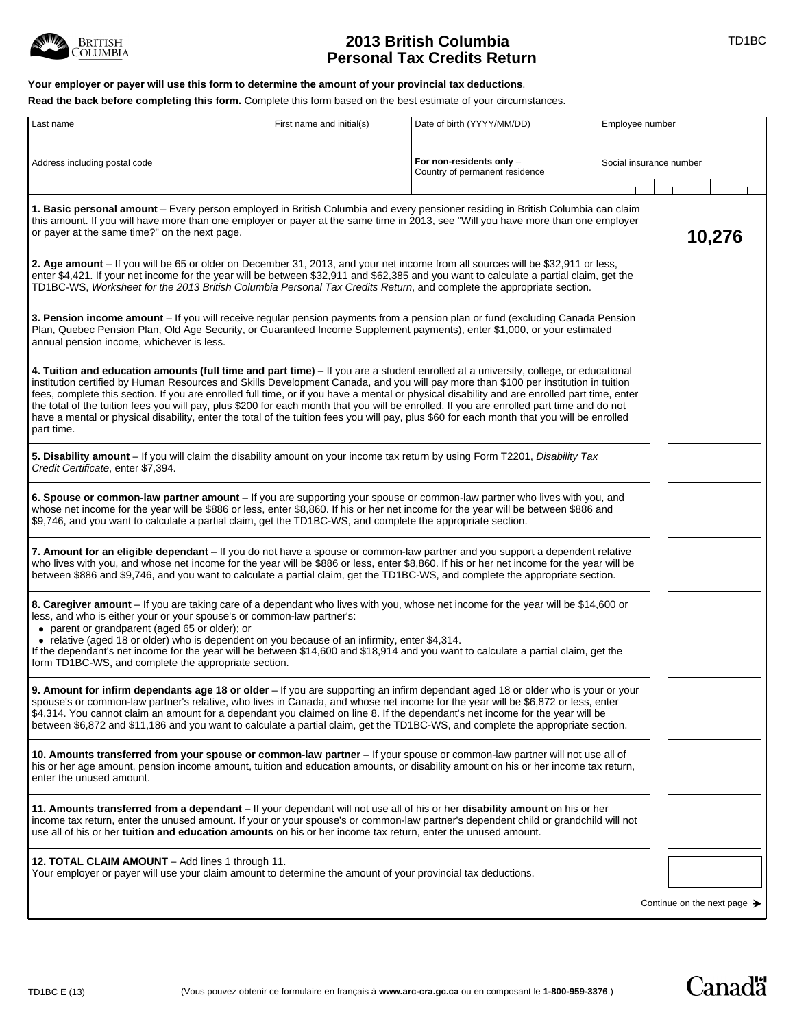BRITISH COLUMBIA

# 2013 British Columbia Personal Tax Credits Return

TD1BC

**Your employer or payer will use this form to determine the amount of your provincial tax deductions**.

**Read the back before completing this form.** Complete this form based on the best estimate of your circumstances.

| Last name | First name and initial(s) | Date of birth (YYYY/MM/DD) | Employee number |
|---|---|---|---|
| Address including postal code | | **For non-residents only** – Country of permanent residence | Social insurance number |

| | |
|---|---|
| **1. Basic personal amount** – Every person employed in British Columbia and every pensioner residing in British Columbia can claim this amount. If you will have more than one employer or payer at the same time in 2013, see "Will you have more than one employer or payer at the same time?" on the next page. | **10,276** |
| **2. Age amount** – If you will be 65 or older on December 31, 2013, and your net income from all sources will be $32,911 or less, enter $4,421. If your net income for the year will be between $32,911 and $62,385 and you want to calculate a partial claim, get the TD1BC-WS, *Worksheet for the 2013 British Columbia Personal Tax Credits Return*, and complete the appropriate section. | |
| **3. Pension income amount** – If you will receive regular pension payments from a pension plan or fund (excluding Canada Pension Plan, Quebec Pension Plan, Old Age Security, or Guaranteed Income Supplement payments), enter $1,000, or your estimated annual pension income, whichever is less. | |
| **4. Tuition and education amounts (full time and part time)** – If you are a student enrolled at a university, college, or educational institution certified by Human Resources and Skills Development Canada, and you will pay more than $100 per institution in tuition fees, complete this section. If you are enrolled full time, or if you have a mental or physical disability and are enrolled part time, enter the total of the tuition fees you will pay, plus $200 for each month that you will be enrolled. If you are enrolled part time and do not have a mental or physical disability, enter the total of the tuition fees you will pay, plus $60 for each month that you will be enrolled part time. | |
| **5. Disability amount** – If you will claim the disability amount on your income tax return by using Form T2201, *Disability Tax Credit Certificate*, enter $7,394. | |
| **6. Spouse or common-law partner amount** – If you are supporting your spouse or common-law partner who lives with you, and whose net income for the year will be $886 or less, enter $8,860. If his or her net income for the year will be between $886 and $9,746, and you want to calculate a partial claim, get the TD1BC-WS, and complete the appropriate section. | |
| **7. Amount for an eligible dependant** – If you do not have a spouse or common-law partner and you support a dependent relative who lives with you, and whose net income for the year will be $886 or less, enter $8,860. If his or her net income for the year will be between $886 and $9,746, and you want to calculate a partial claim, get the TD1BC-WS, and complete the appropriate section. | |
| **8. Caregiver amount** – If you are taking care of a dependant who lives with you, whose net income for the year will be $14,600 or less, and who is either your or your spouse's or common-law partner's:<br>• parent or grandparent (aged 65 or older); or<br>• relative (aged 18 or older) who is dependent on you because of an infirmity, enter $4,314.<br>If the dependant's net income for the year will be between $14,600 and $18,914 and you want to calculate a partial claim, get the form TD1BC-WS, and complete the appropriate section. | |
| **9. Amount for infirm dependants age 18 or older** – If you are supporting an infirm dependant aged 18 or older who is your or your spouse's or common-law partner's relative, who lives in Canada, and whose net income for the year will be $6,872 or less, enter $4,314. You cannot claim an amount for a dependant you claimed on line 8. If the dependant's net income for the year will be between $6,872 and $11,186 and you want to calculate a partial claim, get the TD1BC-WS, and complete the appropriate section. | |
| **10. Amounts transferred from your spouse or common-law partner** – If your spouse or common-law partner will not use all of his or her age amount, pension income amount, tuition and education amounts, or disability amount on his or her income tax return, enter the unused amount. | |
| **11. Amounts transferred from a dependant** – If your dependant will not use all of his or her **disability amount** on his or her income tax return, enter the unused amount. If your or your spouse's or common-law partner's dependent child or grandchild will not use all of his or her **tuition and education amounts** on his or her income tax return, enter the unused amount. | |
| **12. TOTAL CLAIM AMOUNT** – Add lines 1 through 11.<br>Your employer or payer will use your claim amount to determine the amount of your provincial tax deductions. | |

Continue on the next page ➔

TD1BC E (13)

(Vous pouvez obtenir ce formulaire en français à **www.arc-cra.gc.ca** ou en composant le **1-800-959-3376**.)

Canada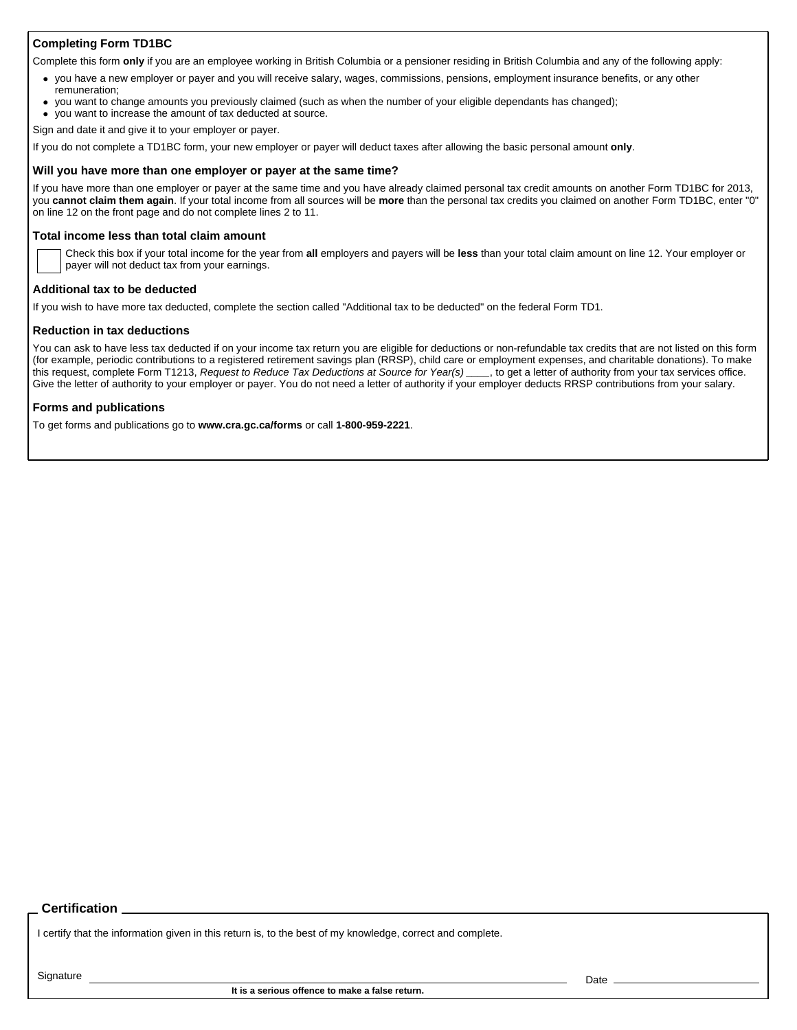### Completing Form TD1BC

Complete this form **only** if you are an employee working in British Columbia or a pensioner residing in British Columbia and any of the following apply:

- you have a new employer or payer and you will receive salary, wages, commissions, pensions, employment insurance benefits, or any other remuneration;
- you want to change amounts you previously claimed (such as when the number of your eligible dependants has changed);
- you want to increase the amount of tax deducted at source.

Sign and date it and give it to your employer or payer.

If you do not complete a TD1BC form, your new employer or payer will deduct taxes after allowing the basic personal amount **only**.

### Will you have more than one employer or payer at the same time?

If you have more than one employer or payer at the same time and you have already claimed personal tax credit amounts on another Form TD1BC for 2013, you **cannot claim them again**. If your total income from all sources will be **more** than the personal tax credits you claimed on another Form TD1BC, enter "0" on line 12 on the front page and do not complete lines 2 to 11.

### Total income less than total claim amount

☐ Check this box if your total income for the year from **all** employers and payers will be **less** than your total claim amount on line 12. Your employer or payer will not deduct tax from your earnings.

### Additional tax to be deducted

If you wish to have more tax deducted, complete the section called "Additional tax to be deducted" on the federal Form TD1.

### Reduction in tax deductions

You can ask to have less tax deducted if on your income tax return you are eligible for deductions or non-refundable tax credits that are not listed on this form (for example, periodic contributions to a registered retirement savings plan (RRSP), child care or employment expenses, and charitable donations). To make this request, complete Form T1213, *Request to Reduce Tax Deductions at Source for Year(s)* ____, to get a letter of authority from your tax services office. Give the letter of authority to your employer or payer. You do not need a letter of authority if your employer deducts RRSP contributions from your salary.

### Forms and publications

To get forms and publications go to **www.cra.gc.ca/forms** or call **1-800-959-2221**.

### Certification

I certify that the information given in this return is, to the best of my knowledge, correct and complete.

Signature ______________________________ Date ______________

**It is a serious offence to make a false return.**